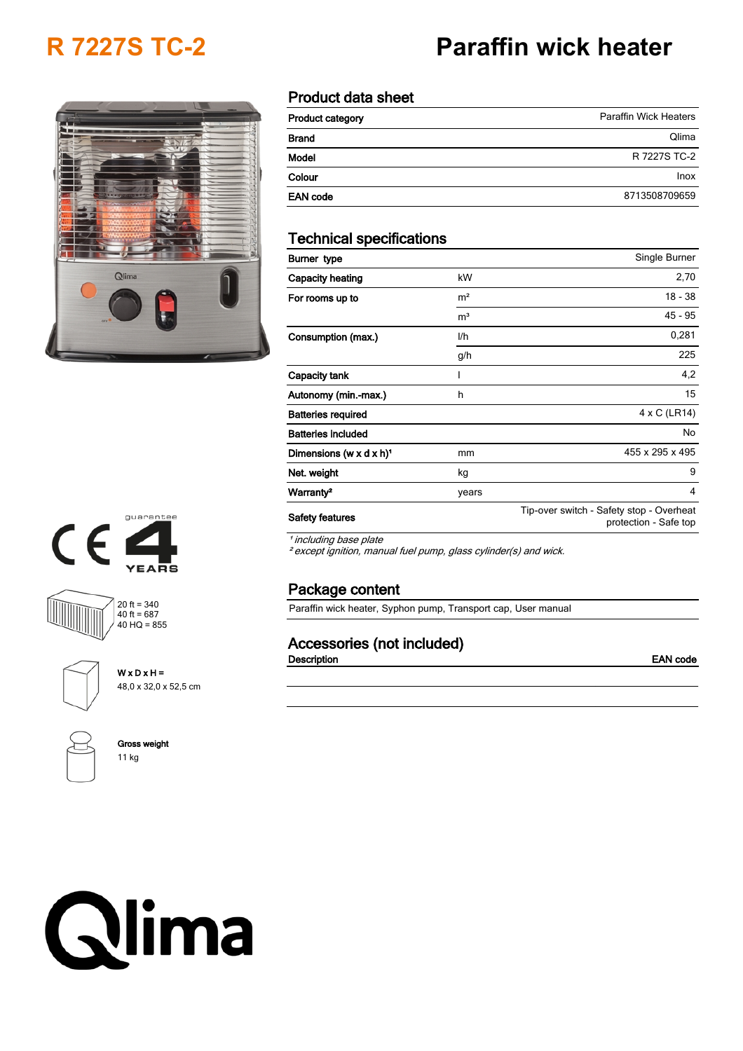# R 7227S TC-2

# Paraffin wick heater

## Product data sheet

| | |
|---|---|
| Product category | Paraffin Wick Heaters |
| Brand | Qlima |
| Model | R 7227S TC-2 |
| Colour | Inox |
| EAN code | 8713508709659 |

## Technical specifications

| | | |
|---|---|---|
| Burner type | | Single Burner |
| Capacity heating | kW | 2,70 |
| For rooms up to | m² | 18 - 38 |
| | m³ | 45 - 95 |
| Consumption (max.) | l/h | 0,281 |
| | g/h | 225 |
| Capacity tank | l | 4,2 |
| Autonomy (min.-max.) | h | 15 |
| Batteries required | | 4 x C (LR14) |
| Batteries Included | | No |
| Dimensions (w x d x h)[1] | mm | 455 x 295 x 495 |
| Net. weight | kg | 9 |
| Warranty[2] | years | 4 |
| Safety features | | Tip-over switch - Safety stop - Overheat protection - Safe top |

*[1] including base plate*
*[2] except ignition, manual fuel pump, glass cylinder(s) and wick.*

guarantee 4 YEARS

20 ft = 340
40 ft = 687
40 HQ = 855

W x D x H =
48,0 x 32,0 x 52,5 cm

Gross weight
11 kg

## Package content

Paraffin wick heater, Syphon pump, Transport cap, User manual

## Accessories (not included)

| Description | EAN code |
|---|---|
| | |
| | |

Qlima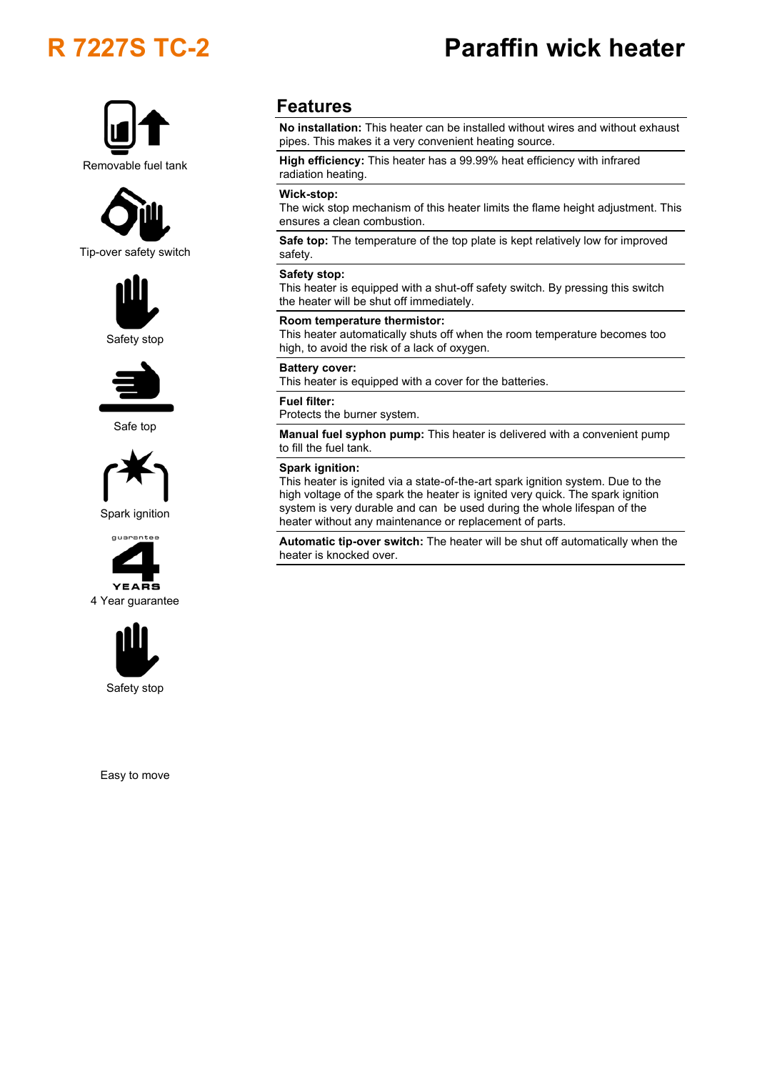# R 7227S TC-2

# Paraffin wick heater

Removable fuel tank

Tip-over safety switch

Safety stop

Safe top

Spark ignition

guarantee 4 YEARS

4 Year guarantee

Safety stop

Easy to move

## Features

**No installation:** This heater can be installed without wires and without exhaust pipes. This makes it a very convenient heating source.

**High efficiency:** This heater has a 99.99% heat efficiency with infrared radiation heating.

**Wick-stop:**
The wick stop mechanism of this heater limits the flame height adjustment. This ensures a clean combustion.

**Safe top:** The temperature of the top plate is kept relatively low for improved safety.

**Safety stop:**
This heater is equipped with a shut-off safety switch. By pressing this switch the heater will be shut off immediately.

**Room temperature thermistor:**
This heater automatically shuts off when the room temperature becomes too high, to avoid the risk of a lack of oxygen.

**Battery cover:**
This heater is equipped with a cover for the batteries.

**Fuel filter:**
Protects the burner system.

**Manual fuel syphon pump:** This heater is delivered with a convenient pump to fill the fuel tank.

**Spark ignition:**
This heater is ignited via a state-of-the-art spark ignition system. Due to the high voltage of the spark the heater is ignited very quick. The spark ignition system is very durable and can be used during the whole lifespan of the heater without any maintenance or replacement of parts.

**Automatic tip-over switch:** The heater will be shut off automatically when the heater is knocked over.